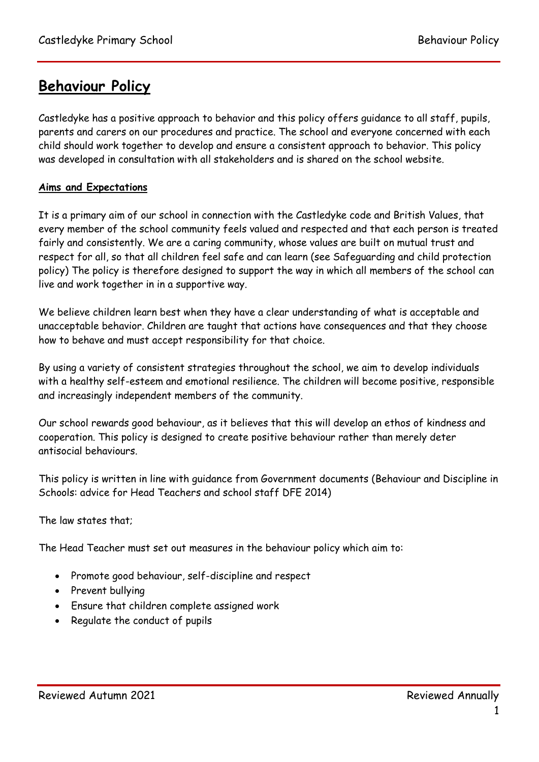# Behaviour Policy

Castledyke has a positive approach to behavior and this policy offers guidance to all staff, pupils, parents and carers on our procedures and practice. The school and everyone concerned with each child should work together to develop and ensure a consistent approach to behavior. This policy was developed in consultation with all stakeholders and is shared on the school website.

## Aims and Expectations

It is a primary aim of our school in connection with the Castledyke code and British Values, that every member of the school community feels valued and respected and that each person is treated fairly and consistently. We are a caring community, whose values are built on mutual trust and respect for all, so that all children feel safe and can learn (see Safeguarding and child protection policy) The policy is therefore designed to support the way in which all members of the school can live and work together in in a supportive way.

We believe children learn best when they have a clear understanding of what is acceptable and unacceptable behavior. Children are taught that actions have consequences and that they choose how to behave and must accept responsibility for that choice.

By using a variety of consistent strategies throughout the school, we aim to develop individuals with a healthy self-esteem and emotional resilience. The children will become positive, responsible and increasingly independent members of the community.

Our school rewards good behaviour, as it believes that this will develop an ethos of kindness and cooperation. This policy is designed to create positive behaviour rather than merely deter antisocial behaviours.

This policy is written in line with guidance from Government documents (Behaviour and Discipline in Schools: advice for Head Teachers and school staff DFE 2014)

The law states that;

The Head Teacher must set out measures in the behaviour policy which aim to:

- Promote good behaviour, self-discipline and respect
- Prevent bullying
- Ensure that children complete assigned work
- Regulate the conduct of pupils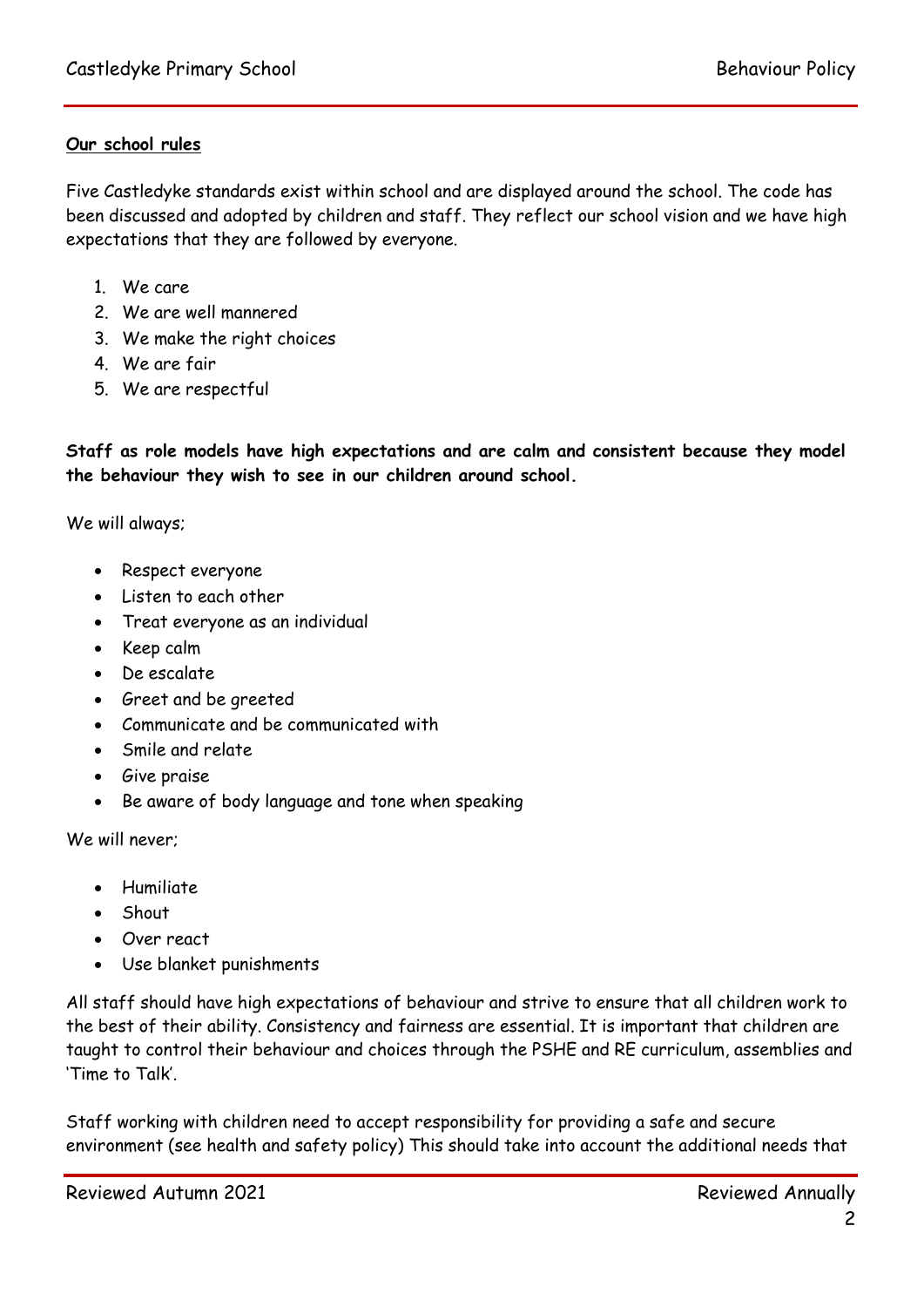**<u>Our school rules</u>**

Five Castledyke standards exist within school and are displayed around the school. The code has been discussed and adopted by children and staff. They reflect our school vision and we have high expectations that they are followed by everyone.

1. We care
2. We are well mannered
3. We make the right choices
4. We are fair
5. We are respectful

**Staff as role models have high expectations and are calm and consistent because they model the behaviour they wish to see in our children around school.**

We will always;

- Respect everyone
- Listen to each other
- Treat everyone as an individual
- Keep calm
- De escalate
- Greet and be greeted
- Communicate and be communicated with
- Smile and relate
- Give praise
- Be aware of body language and tone when speaking

We will never;

- Humiliate
- Shout
- Over react
- Use blanket punishments

All staff should have high expectations of behaviour and strive to ensure that all children work to the best of their ability. Consistency and fairness are essential. It is important that children are taught to control their behaviour and choices through the PSHE and RE curriculum, assemblies and 'Time to Talk'.

Staff working with children need to accept responsibility for providing a safe and secure environment (see health and safety policy) This should take into account the additional needs that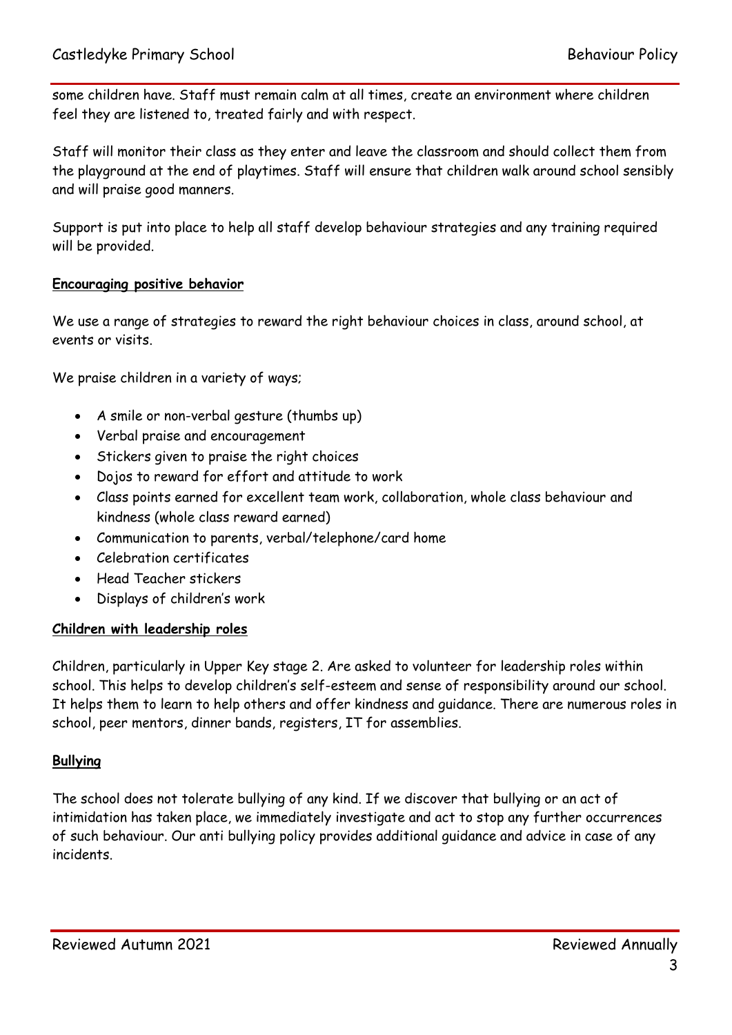some children have. Staff must remain calm at all times, create an environment where children feel they are listened to, treated fairly and with respect.

Staff will monitor their class as they enter and leave the classroom and should collect them from the playground at the end of playtimes. Staff will ensure that children walk around school sensibly and will praise good manners.

Support is put into place to help all staff develop behaviour strategies and any training required will be provided.

**Encouraging positive behavior**

We use a range of strategies to reward the right behaviour choices in class, around school, at events or visits.

We praise children in a variety of ways;

- A smile or non-verbal gesture (thumbs up)
- Verbal praise and encouragement
- Stickers given to praise the right choices
- Dojos to reward for effort and attitude to work
- Class points earned for excellent team work, collaboration, whole class behaviour and kindness (whole class reward earned)
- Communication to parents, verbal/telephone/card home
- Celebration certificates
- Head Teacher stickers
- Displays of children's work

**Children with leadership roles**

Children, particularly in Upper Key stage 2. Are asked to volunteer for leadership roles within school. This helps to develop children's self-esteem and sense of responsibility around our school. It helps them to learn to help others and offer kindness and guidance. There are numerous roles in school, peer mentors, dinner bands, registers, IT for assemblies.

**Bullying**

The school does not tolerate bullying of any kind. If we discover that bullying or an act of intimidation has taken place, we immediately investigate and act to stop any further occurrences of such behaviour. Our anti bullying policy provides additional guidance and advice in case of any incidents.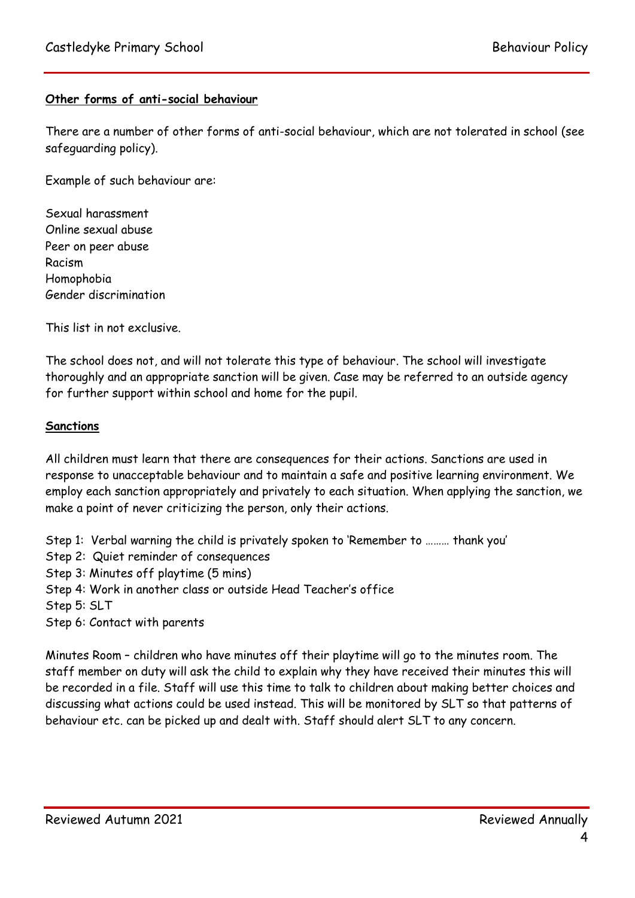**Other forms of anti-social behaviour**

There are a number of other forms of anti-social behaviour, which are not tolerated in school (see safeguarding policy).

Example of such behaviour are:

Sexual harassment
Online sexual abuse
Peer on peer abuse
Racism
Homophobia
Gender discrimination

This list in not exclusive.

The school does not, and will not tolerate this type of behaviour. The school will investigate thoroughly and an appropriate sanction will be given. Case may be referred to an outside agency for further support within school and home for the pupil.

**Sanctions**

All children must learn that there are consequences for their actions. Sanctions are used in response to unacceptable behaviour and to maintain a safe and positive learning environment. We employ each sanction appropriately and privately to each situation. When applying the sanction, we make a point of never criticizing the person, only their actions.

Step 1: Verbal warning the child is privately spoken to 'Remember to ……… thank you'
Step 2: Quiet reminder of consequences
Step 3: Minutes off playtime (5 mins)
Step 4: Work in another class or outside Head Teacher's office
Step 5: SLT
Step 6: Contact with parents

Minutes Room – children who have minutes off their playtime will go to the minutes room. The staff member on duty will ask the child to explain why they have received their minutes this will be recorded in a file. Staff will use this time to talk to children about making better choices and discussing what actions could be used instead. This will be monitored by SLT so that patterns of behaviour etc. can be picked up and dealt with. Staff should alert SLT to any concern.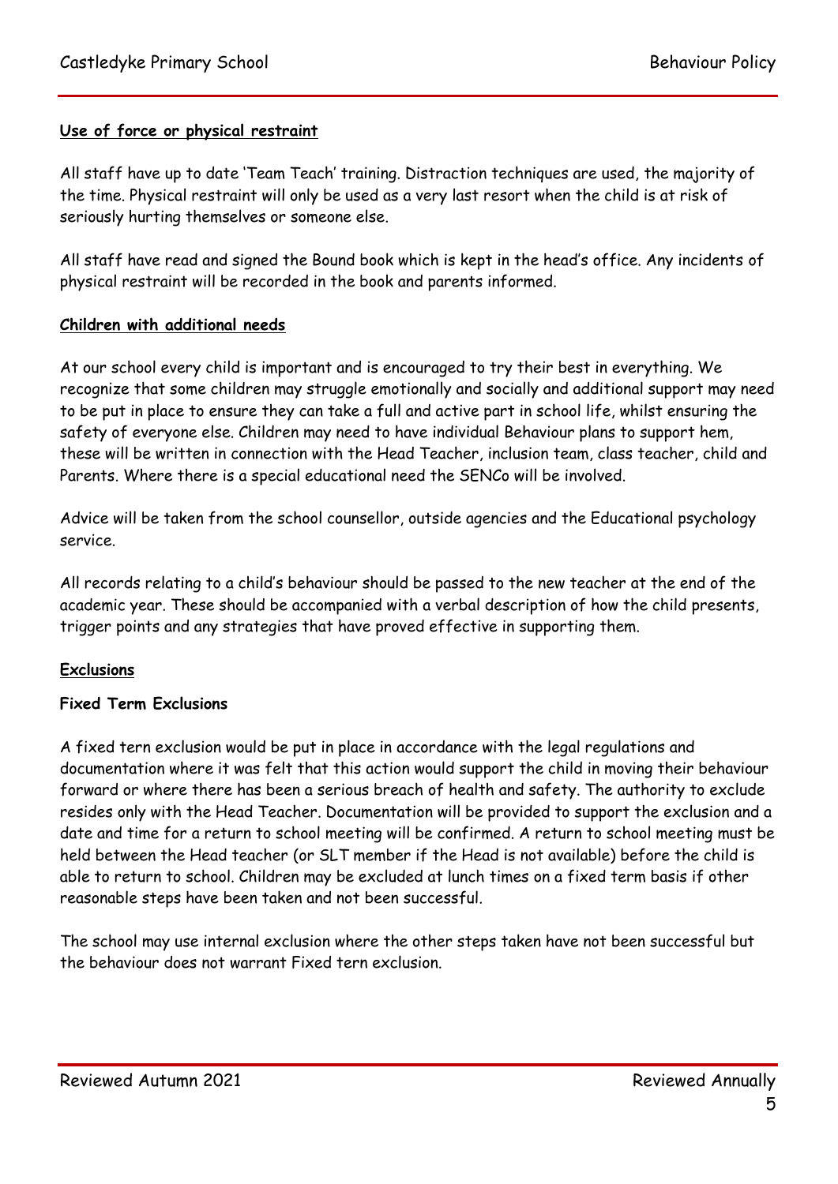## Use of force or physical restraint

All staff have up to date 'Team Teach' training. Distraction techniques are used, the majority of the time. Physical restraint will only be used as a very last resort when the child is at risk of seriously hurting themselves or someone else.

All staff have read and signed the Bound book which is kept in the head's office. Any incidents of physical restraint will be recorded in the book and parents informed.

## Children with additional needs

At our school every child is important and is encouraged to try their best in everything. We recognize that some children may struggle emotionally and socially and additional support may need to be put in place to ensure they can take a full and active part in school life, whilst ensuring the safety of everyone else. Children may need to have individual Behaviour plans to support hem, these will be written in connection with the Head Teacher, inclusion team, class teacher, child and Parents. Where there is a special educational need the SENCo will be involved.

Advice will be taken from the school counsellor, outside agencies and the Educational psychology service.

All records relating to a child's behaviour should be passed to the new teacher at the end of the academic year. These should be accompanied with a verbal description of how the child presents, trigger points and any strategies that have proved effective in supporting them.

## Exclusions

### Fixed Term Exclusions

A fixed tern exclusion would be put in place in accordance with the legal regulations and documentation where it was felt that this action would support the child in moving their behaviour forward or where there has been a serious breach of health and safety. The authority to exclude resides only with the Head Teacher. Documentation will be provided to support the exclusion and a date and time for a return to school meeting will be confirmed. A return to school meeting must be held between the Head teacher (or SLT member if the Head is not available) before the child is able to return to school. Children may be excluded at lunch times on a fixed term basis if other reasonable steps have been taken and not been successful.

The school may use internal exclusion where the other steps taken have not been successful but the behaviour does not warrant Fixed tern exclusion.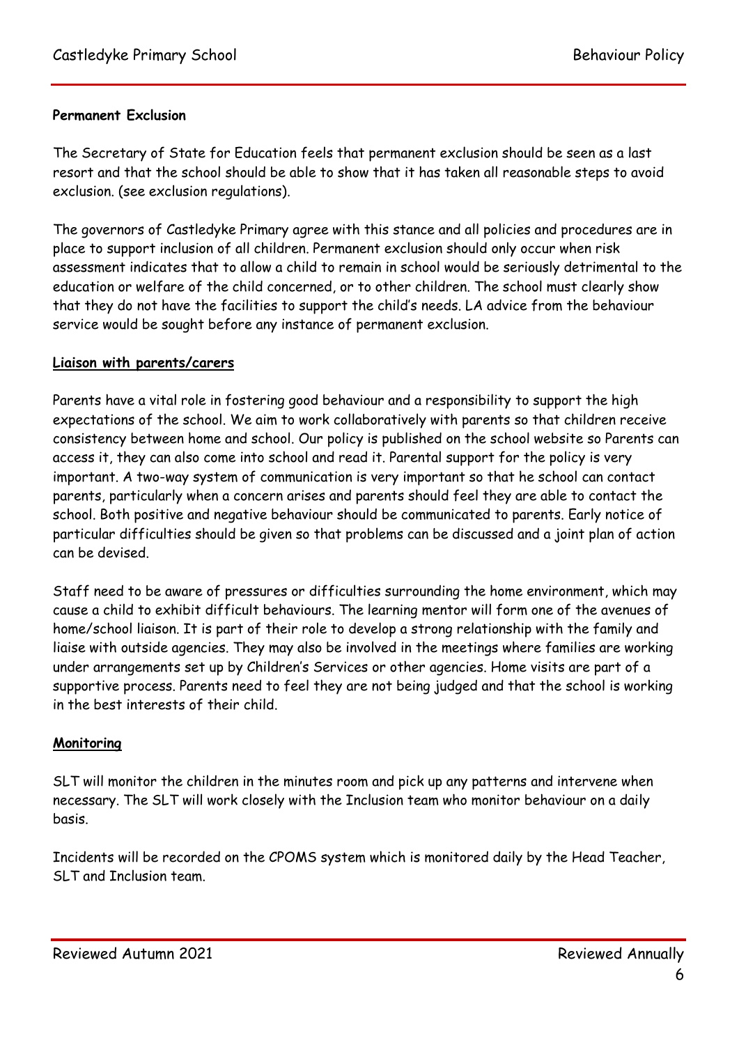**Permanent Exclusion**

The Secretary of State for Education feels that permanent exclusion should be seen as a last resort and that the school should be able to show that it has taken all reasonable steps to avoid exclusion. (see exclusion regulations).

The governors of Castledyke Primary agree with this stance and all policies and procedures are in place to support inclusion of all children. Permanent exclusion should only occur when risk assessment indicates that to allow a child to remain in school would be seriously detrimental to the education or welfare of the child concerned, or to other children. The school must clearly show that they do not have the facilities to support the child's needs. LA advice from the behaviour service would be sought before any instance of permanent exclusion.

**Liaison with parents/carers**

Parents have a vital role in fostering good behaviour and a responsibility to support the high expectations of the school. We aim to work collaboratively with parents so that children receive consistency between home and school. Our policy is published on the school website so Parents can access it, they can also come into school and read it. Parental support for the policy is very important. A two-way system of communication is very important so that he school can contact parents, particularly when a concern arises and parents should feel they are able to contact the school. Both positive and negative behaviour should be communicated to parents. Early notice of particular difficulties should be given so that problems can be discussed and a joint plan of action can be devised.

Staff need to be aware of pressures or difficulties surrounding the home environment, which may cause a child to exhibit difficult behaviours. The learning mentor will form one of the avenues of home/school liaison. It is part of their role to develop a strong relationship with the family and liaise with outside agencies. They may also be involved in the meetings where families are working under arrangements set up by Children's Services or other agencies. Home visits are part of a supportive process. Parents need to feel they are not being judged and that the school is working in the best interests of their child.

**Monitoring**

SLT will monitor the children in the minutes room and pick up any patterns and intervene when necessary. The SLT will work closely with the Inclusion team who monitor behaviour on a daily basis.

Incidents will be recorded on the CPOMS system which is monitored daily by the Head Teacher, SLT and Inclusion team.

Reviewed Autumn 2021

Reviewed Annually